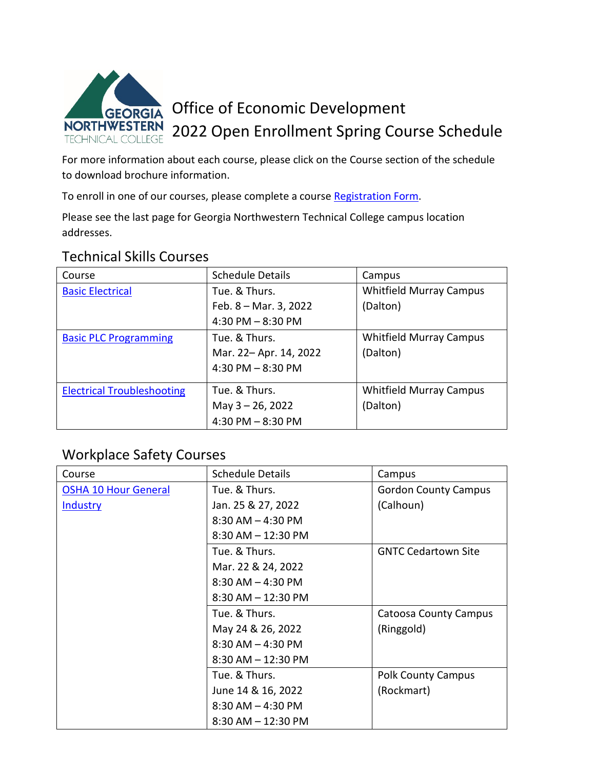# Office of Economic Development
# 2022 Open Enrollment Spring Course Schedule

For more information about each course, please click on the Course section of the schedule to download brochure information.

To enroll in one of our courses, please complete a course Registration Form.

Please see the last page for Georgia Northwestern Technical College campus location addresses.

## Technical Skills Courses

| Course | Schedule Details | Campus |
|---|---|---|
| Basic Electrical | Tue. & Thurs.<br>Feb. 8 – Mar. 3, 2022<br>4:30 PM – 8:30 PM | Whitfield Murray Campus (Dalton) |
| Basic PLC Programming | Tue. & Thurs.<br>Mar. 22– Apr. 14, 2022<br>4:30 PM – 8:30 PM | Whitfield Murray Campus (Dalton) |
| Electrical Troubleshooting | Tue. & Thurs.<br>May 3 – 26, 2022<br>4:30 PM – 8:30 PM | Whitfield Murray Campus (Dalton) |

## Workplace Safety Courses

| Course | Schedule Details | Campus |
|---|---|---|
| OSHA 10 Hour General Industry | Tue. & Thurs.<br>Jan. 25 & 27, 2022<br>8:30 AM – 4:30 PM<br>8:30 AM – 12:30 PM | Gordon County Campus (Calhoun) |
| | Tue. & Thurs.<br>Mar. 22 & 24, 2022<br>8:30 AM – 4:30 PM<br>8:30 AM – 12:30 PM | GNTC Cedartown Site |
| | Tue. & Thurs.<br>May 24 & 26, 2022<br>8:30 AM – 4:30 PM<br>8:30 AM – 12:30 PM | Catoosa County Campus (Ringgold) |
| | Tue. & Thurs.<br>June 14 & 16, 2022<br>8:30 AM – 4:30 PM<br>8:30 AM – 12:30 PM | Polk County Campus (Rockmart) |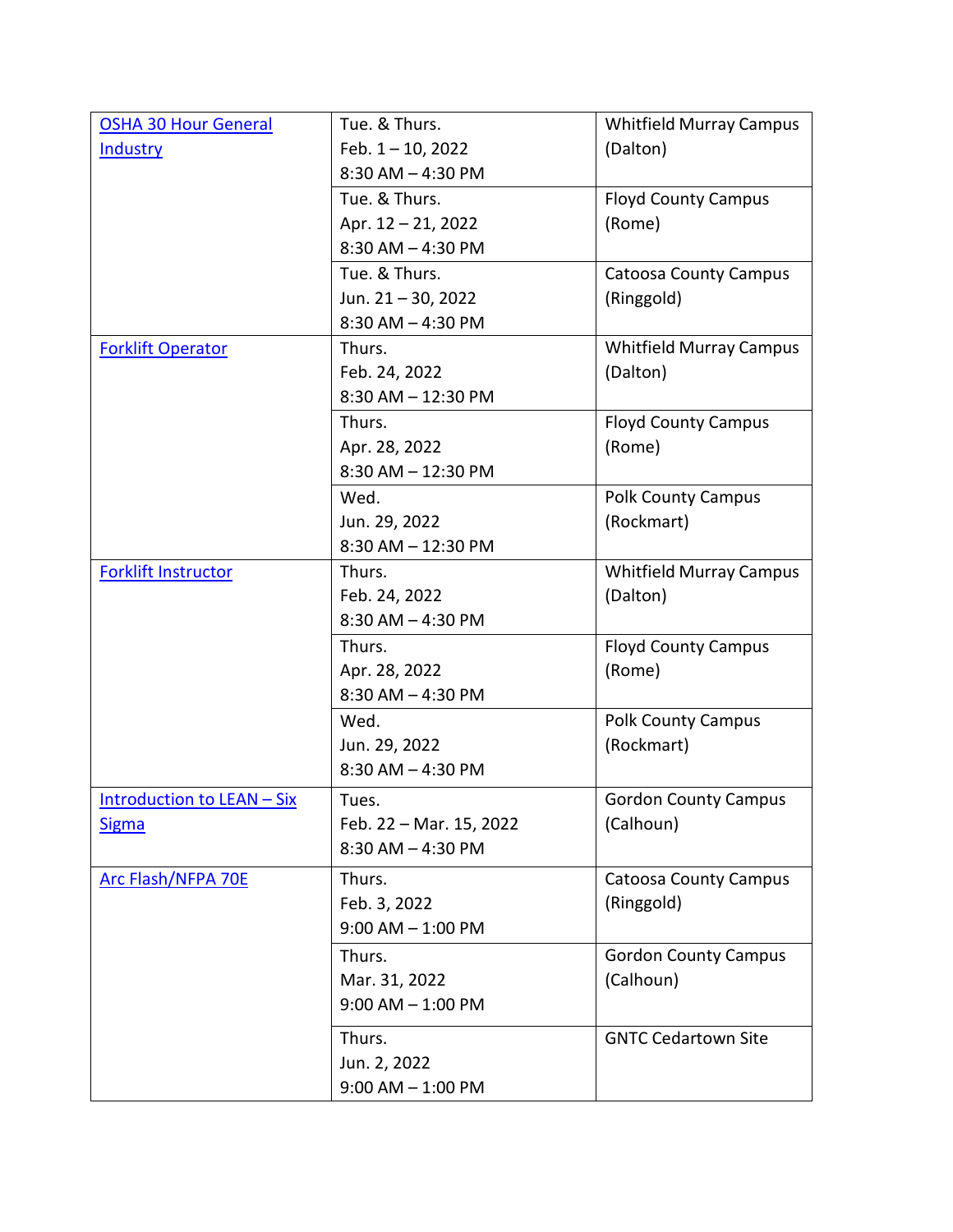| | | |
|---|---|---|
| [OSHA 30 Hour General Industry]() | Tue. & Thurs.<br>Feb. 1 – 10, 2022<br>8:30 AM – 4:30 PM | Whitfield Murray Campus (Dalton) |
| | Tue. & Thurs.<br>Apr. 12 – 21, 2022<br>8:30 AM – 4:30 PM | Floyd County Campus (Rome) |
| | Tue. & Thurs.<br>Jun. 21 – 30, 2022<br>8:30 AM – 4:30 PM | Catoosa County Campus (Ringgold) |
| [Forklift Operator]() | Thurs.<br>Feb. 24, 2022<br>8:30 AM – 12:30 PM | Whitfield Murray Campus (Dalton) |
| | Thurs.<br>Apr. 28, 2022<br>8:30 AM – 12:30 PM | Floyd County Campus (Rome) |
| | Wed.<br>Jun. 29, 2022<br>8:30 AM – 12:30 PM | Polk County Campus (Rockmart) |
| [Forklift Instructor]() | Thurs.<br>Feb. 24, 2022<br>8:30 AM – 4:30 PM | Whitfield Murray Campus (Dalton) |
| | Thurs.<br>Apr. 28, 2022<br>8:30 AM – 4:30 PM | Floyd County Campus (Rome) |
| | Wed.<br>Jun. 29, 2022<br>8:30 AM – 4:30 PM | Polk County Campus (Rockmart) |
| [Introduction to LEAN – Six Sigma]() | Tues.<br>Feb. 22 – Mar. 15, 2022<br>8:30 AM – 4:30 PM | Gordon County Campus (Calhoun) |
| [Arc Flash/NFPA 70E]() | Thurs.<br>Feb. 3, 2022<br>9:00 AM – 1:00 PM | Catoosa County Campus (Ringgold) |
| | Thurs.<br>Mar. 31, 2022<br>9:00 AM – 1:00 PM | Gordon County Campus (Calhoun) |
| | Thurs.<br>Jun. 2, 2022<br>9:00 AM – 1:00 PM | GNTC Cedartown Site |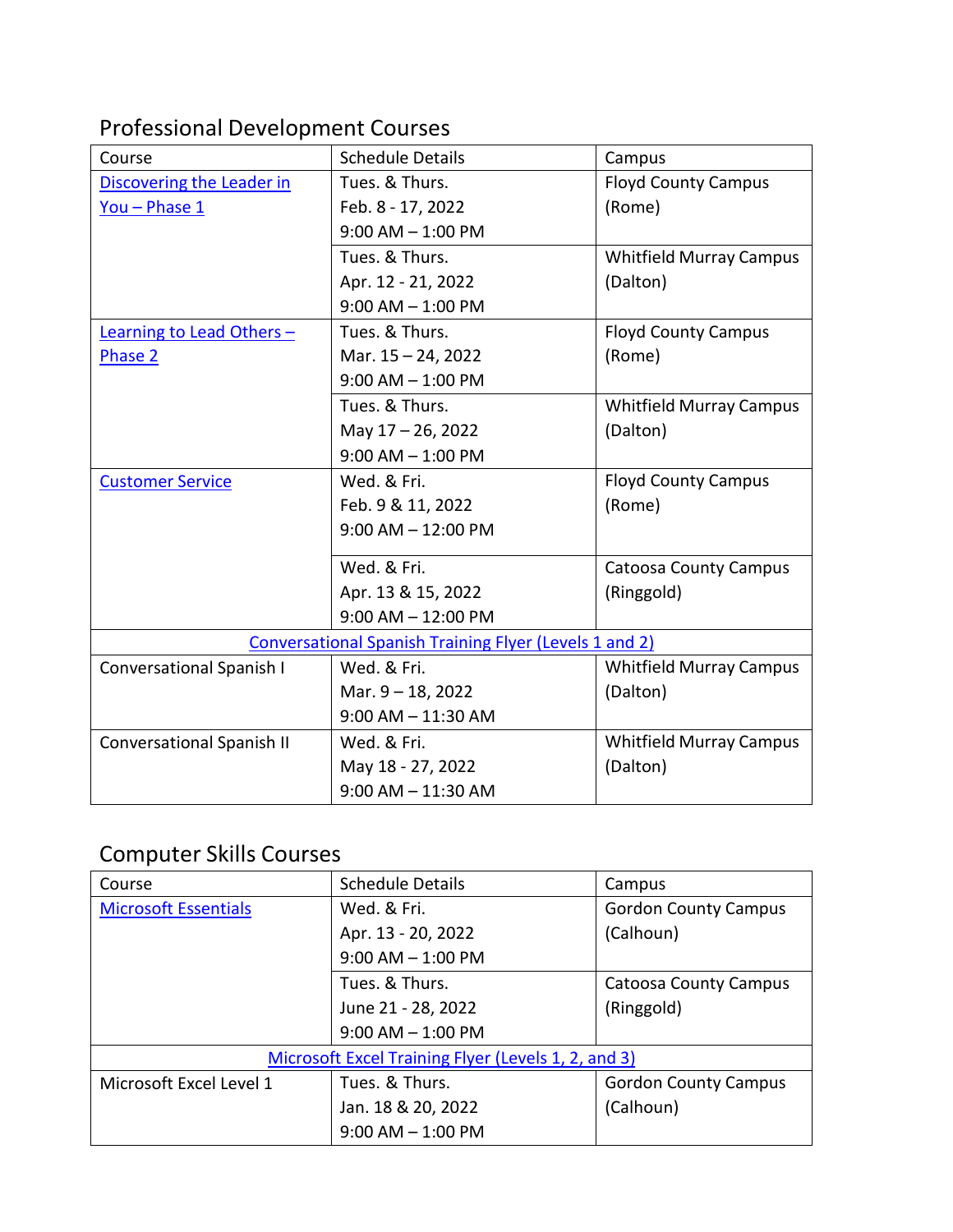## Professional Development Courses

| Course | Schedule Details | Campus |
|---|---|---|
| Discovering the Leader in You – Phase 1 | Tues. & Thurs.<br>Feb. 8 - 17, 2022<br>9:00 AM – 1:00 PM | Floyd County Campus (Rome) |
| | Tues. & Thurs.<br>Apr. 12 - 21, 2022<br>9:00 AM – 1:00 PM | Whitfield Murray Campus (Dalton) |
| Learning to Lead Others – Phase 2 | Tues. & Thurs.<br>Mar. 15 – 24, 2022<br>9:00 AM – 1:00 PM | Floyd County Campus (Rome) |
| | Tues. & Thurs.<br>May 17 – 26, 2022<br>9:00 AM – 1:00 PM | Whitfield Murray Campus (Dalton) |
| Customer Service | Wed. & Fri.<br>Feb. 9 & 11, 2022<br>9:00 AM – 12:00 PM | Floyd County Campus (Rome) |
| | Wed. & Fri.<br>Apr. 13 & 15, 2022<br>9:00 AM – 12:00 PM | Catoosa County Campus (Ringgold) |
| Conversational Spanish Training Flyer (Levels 1 and 2) | | |
| Conversational Spanish I | Wed. & Fri.<br>Mar. 9 – 18, 2022<br>9:00 AM – 11:30 AM | Whitfield Murray Campus (Dalton) |
| Conversational Spanish II | Wed. & Fri.<br>May 18 - 27, 2022<br>9:00 AM – 11:30 AM | Whitfield Murray Campus (Dalton) |

## Computer Skills Courses

| Course | Schedule Details | Campus |
|---|---|---|
| Microsoft Essentials | Wed. & Fri.<br>Apr. 13 - 20, 2022<br>9:00 AM – 1:00 PM | Gordon County Campus (Calhoun) |
| | Tues. & Thurs.<br>June 21 - 28, 2022<br>9:00 AM – 1:00 PM | Catoosa County Campus (Ringgold) |
| Microsoft Excel Training Flyer (Levels 1, 2, and 3) | | |
| Microsoft Excel Level 1 | Tues. & Thurs.<br>Jan. 18 & 20, 2022<br>9:00 AM – 1:00 PM | Gordon County Campus (Calhoun) |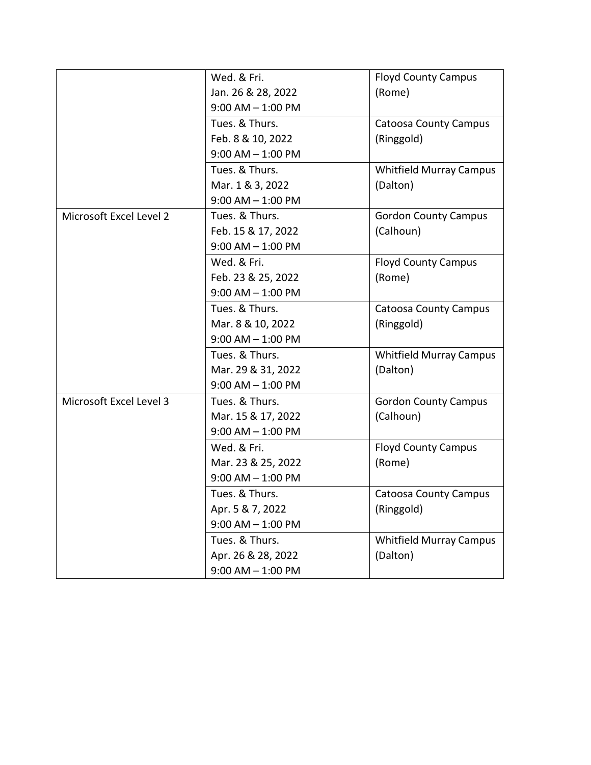| | | |
|---|---|---|
| | Wed. & Fri.<br>Jan. 26 & 28, 2022<br>9:00 AM – 1:00 PM | Floyd County Campus<br>(Rome) |
| | Tues. & Thurs.<br>Feb. 8 & 10, 2022<br>9:00 AM – 1:00 PM | Catoosa County Campus<br>(Ringgold) |
| | Tues. & Thurs.<br>Mar. 1 & 3, 2022<br>9:00 AM – 1:00 PM | Whitfield Murray Campus<br>(Dalton) |
| Microsoft Excel Level 2 | Tues. & Thurs.<br>Feb. 15 & 17, 2022<br>9:00 AM – 1:00 PM | Gordon County Campus<br>(Calhoun) |
| | Wed. & Fri.<br>Feb. 23 & 25, 2022<br>9:00 AM – 1:00 PM | Floyd County Campus<br>(Rome) |
| | Tues. & Thurs.<br>Mar. 8 & 10, 2022<br>9:00 AM – 1:00 PM | Catoosa County Campus<br>(Ringgold) |
| | Tues. & Thurs.<br>Mar. 29 & 31, 2022<br>9:00 AM – 1:00 PM | Whitfield Murray Campus<br>(Dalton) |
| Microsoft Excel Level 3 | Tues. & Thurs.<br>Mar. 15 & 17, 2022<br>9:00 AM – 1:00 PM | Gordon County Campus<br>(Calhoun) |
| | Wed. & Fri.<br>Mar. 23 & 25, 2022<br>9:00 AM – 1:00 PM | Floyd County Campus<br>(Rome) |
| | Tues. & Thurs.<br>Apr. 5 & 7, 2022<br>9:00 AM – 1:00 PM | Catoosa County Campus<br>(Ringgold) |
| | Tues. & Thurs.<br>Apr. 26 & 28, 2022<br>9:00 AM – 1:00 PM | Whitfield Murray Campus<br>(Dalton) |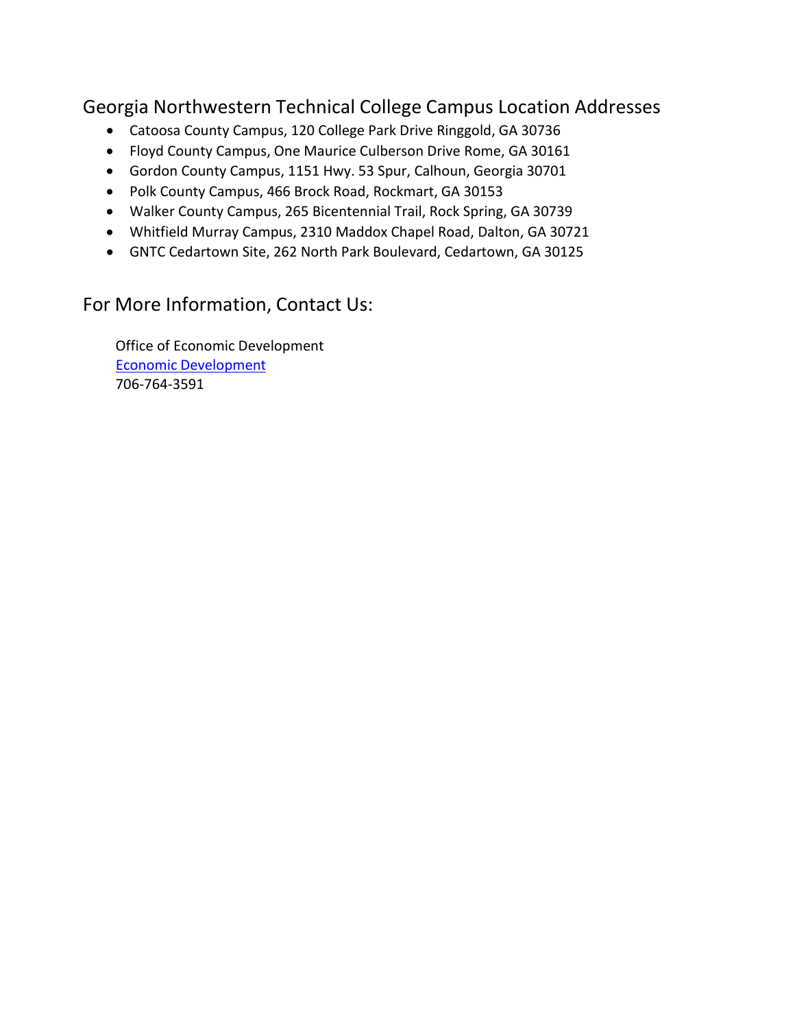## Georgia Northwestern Technical College Campus Location Addresses

- Catoosa County Campus, 120 College Park Drive Ringgold, GA 30736
- Floyd County Campus, One Maurice Culberson Drive Rome, GA 30161
- Gordon County Campus, 1151 Hwy. 53 Spur, Calhoun, Georgia 30701
- Polk County Campus, 466 Brock Road, Rockmart, GA 30153
- Walker County Campus, 265 Bicentennial Trail, Rock Spring, GA 30739
- Whitfield Murray Campus, 2310 Maddox Chapel Road, Dalton, GA 30721
- GNTC Cedartown Site, 262 North Park Boulevard, Cedartown, GA 30125

## For More Information, Contact Us:

Office of Economic Development
Economic Development
706-764-3591